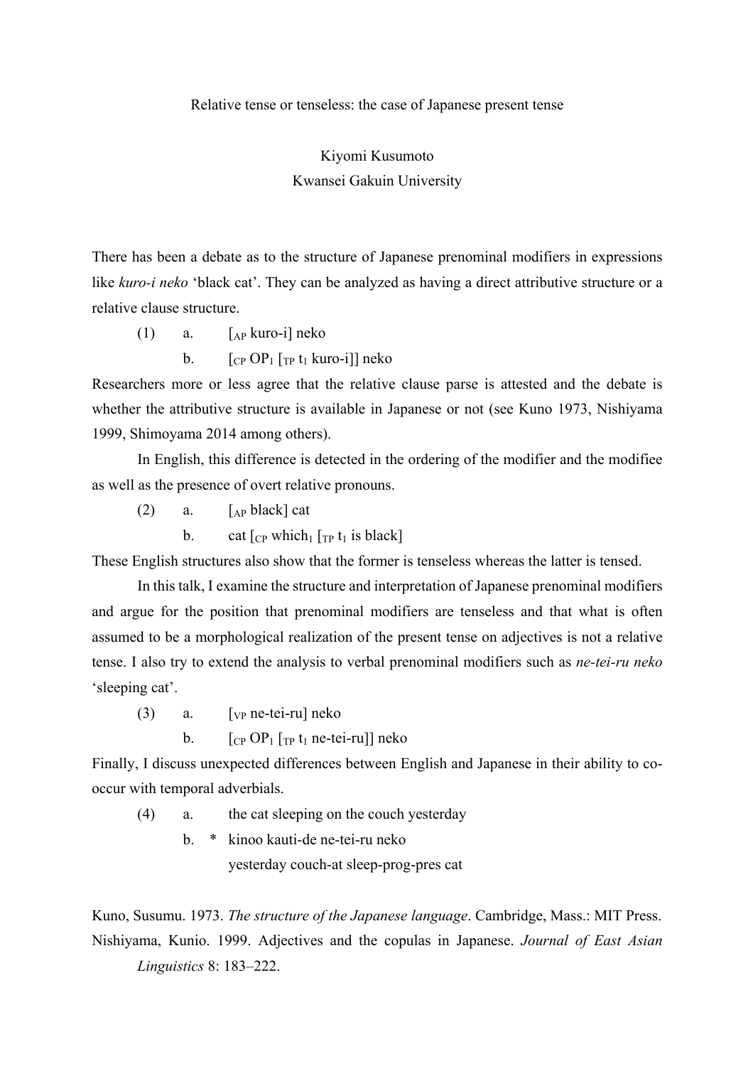Relative tense or tenseless: the case of Japanese present tense

Kiyomi Kusumoto
Kwansei Gakuin University

There has been a debate as to the structure of Japanese prenominal modifiers in expressions like *kuro-i neko* 'black cat'. They can be analyzed as having a direct attributive structure or a relative clause structure.

(1) a. [$_{AP}$ kuro-i] neko

b. [$_{CP}$ OP$_1$ [$_{TP}$ t$_1$ kuro-i]] neko

Researchers more or less agree that the relative clause parse is attested and the debate is whether the attributive structure is available in Japanese or not (see Kuno 1973, Nishiyama 1999, Shimoyama 2014 among others).

In English, this difference is detected in the ordering of the modifier and the modifiee as well as the presence of overt relative pronouns.

(2) a. [$_{AP}$ black] cat

b. cat [$_{CP}$ which$_1$ [$_{TP}$ t$_1$ is black]

These English structures also show that the former is tenseless whereas the latter is tensed.

In this talk, I examine the structure and interpretation of Japanese prenominal modifiers and argue for the position that prenominal modifiers are tenseless and that what is often assumed to be a morphological realization of the present tense on adjectives is not a relative tense. I also try to extend the analysis to verbal prenominal modifiers such as *ne-tei-ru neko* 'sleeping cat'.

(3) a. [$_{VP}$ ne-tei-ru] neko

b. [$_{CP}$ OP$_1$ [$_{TP}$ t$_1$ ne-tei-ru]] neko

Finally, I discuss unexpected differences between English and Japanese in their ability to co-occur with temporal adverbials.

(4) a. the cat sleeping on the couch yesterday

b. * kinoo kauti-de ne-tei-ru neko
yesterday couch-at sleep-prog-pres cat

Kuno, Susumu. 1973. *The structure of the Japanese language*. Cambridge, Mass.: MIT Press.

Nishiyama, Kunio. 1999. Adjectives and the copulas in Japanese. *Journal of East Asian Linguistics* 8: 183–222.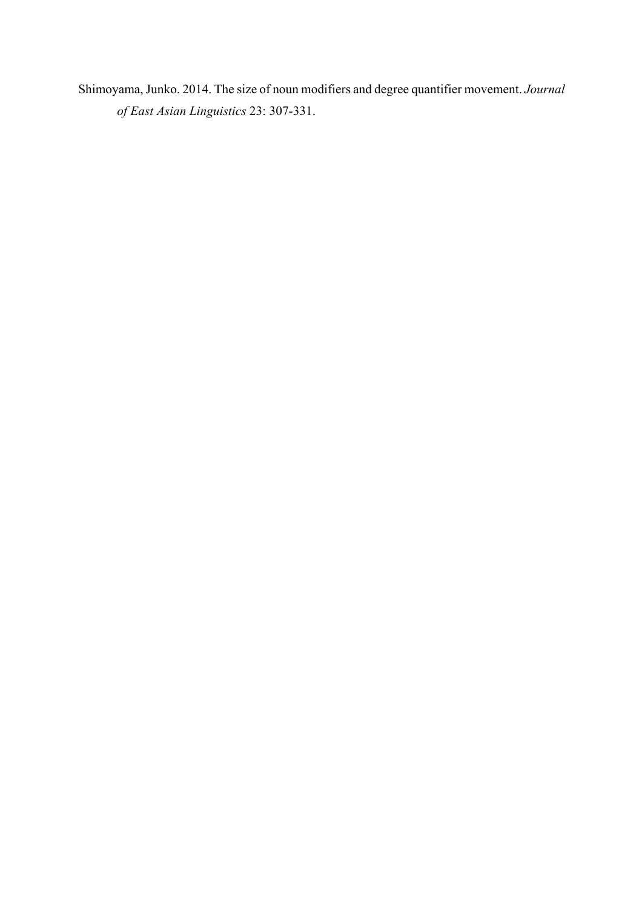Shimoyama, Junko. 2014. The size of noun modifiers and degree quantifier movement. *Journal of East Asian Linguistics* 23: 307-331.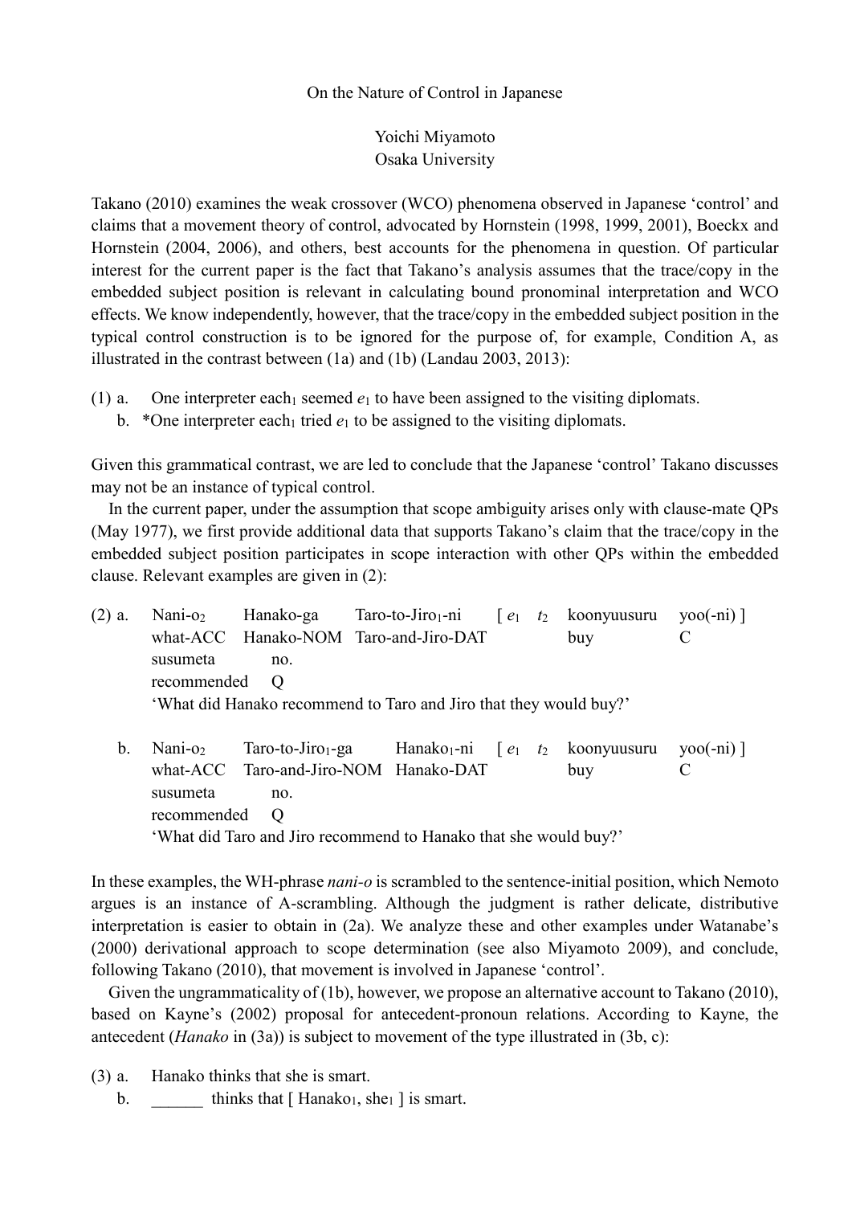On the Nature of Control in Japanese

Yoichi Miyamoto
Osaka University

Takano (2010) examines the weak crossover (WCO) phenomena observed in Japanese 'control' and claims that a movement theory of control, advocated by Hornstein (1998, 1999, 2001), Boeckx and Hornstein (2004, 2006), and others, best accounts for the phenomena in question. Of particular interest for the current paper is the fact that Takano's analysis assumes that the trace/copy in the embedded subject position is relevant in calculating bound pronominal interpretation and WCO effects. We know independently, however, that the trace/copy in the embedded subject position in the typical control construction is to be ignored for the purpose of, for example, Condition A, as illustrated in the contrast between (1a) and (1b) (Landau 2003, 2013):

(1) a. One interpreter each$_1$ seemed $e_1$ to have been assigned to the visiting diplomats.
  b. *One interpreter each$_1$ tried $e_1$ to be assigned to the visiting diplomats.

Given this grammatical contrast, we are led to conclude that the Japanese 'control' Takano discusses may not be an instance of typical control.

In the current paper, under the assumption that scope ambiguity arises only with clause-mate QPs (May 1977), we first provide additional data that supports Takano's claim that the trace/copy in the embedded subject position participates in scope interaction with other QPs within the embedded clause. Relevant examples are given in (2):

(2) a. Nani-o$_2$ Hanako-ga Taro-to-Jiro$_1$-ni [ $e_1$ $t_2$ koonyuusuru yoo(-ni) ]
  what-ACC Hanako-NOM Taro-and-Jiro-DAT buy C
  susumeta no.
  recommended Q
  'What did Hanako recommend to Taro and Jiro that they would buy?'

  b. Nani-o$_2$ Taro-to-Jiro$_1$-ga Hanako$_1$-ni [ $e_1$ $t_2$ koonyuusuru yoo(-ni) ]
  what-ACC Taro-and-Jiro-NOM Hanako-DAT buy C
  susumeta no.
  recommended Q
  'What did Taro and Jiro recommend to Hanako that she would buy?'

In these examples, the WH-phrase *nani-o* is scrambled to the sentence-initial position, which Nemoto argues is an instance of A-scrambling. Although the judgment is rather delicate, distributive interpretation is easier to obtain in (2a). We analyze these and other examples under Watanabe's (2000) derivational approach to scope determination (see also Miyamoto 2009), and conclude, following Takano (2010), that movement is involved in Japanese 'control'.

Given the ungrammaticality of (1b), however, we propose an alternative account to Takano (2010), based on Kayne's (2002) proposal for antecedent-pronoun relations. According to Kayne, the antecedent (*Hanako* in (3a)) is subject to movement of the type illustrated in (3b, c):

(3) a. Hanako thinks that she is smart.
  b. ______ thinks that [ Hanako$_1$, she$_1$ ] is smart.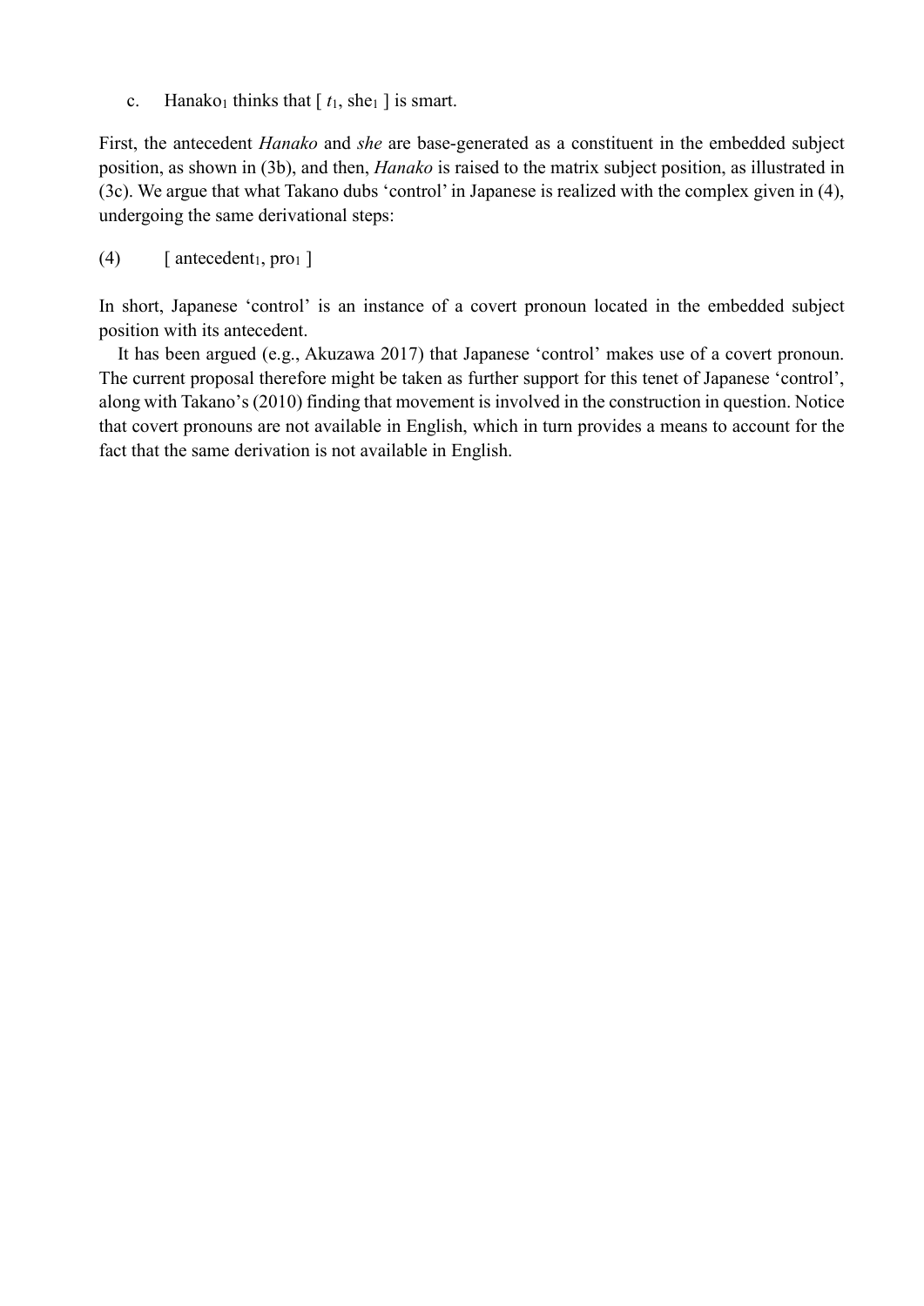c. Hanako$_1$ thinks that [ $t_1$, she$_1$ ] is smart.

First, the antecedent *Hanako* and *she* are base-generated as a constituent in the embedded subject position, as shown in (3b), and then, *Hanako* is raised to the matrix subject position, as illustrated in (3c). We argue that what Takano dubs 'control' in Japanese is realized with the complex given in (4), undergoing the same derivational steps:

(4) [ antecedent$_1$, pro$_1$ ]

In short, Japanese 'control' is an instance of a covert pronoun located in the embedded subject position with its antecedent.

It has been argued (e.g., Akuzawa 2017) that Japanese 'control' makes use of a covert pronoun. The current proposal therefore might be taken as further support for this tenet of Japanese 'control', along with Takano's (2010) finding that movement is involved in the construction in question. Notice that covert pronouns are not available in English, which in turn provides a means to account for the fact that the same derivation is not available in English.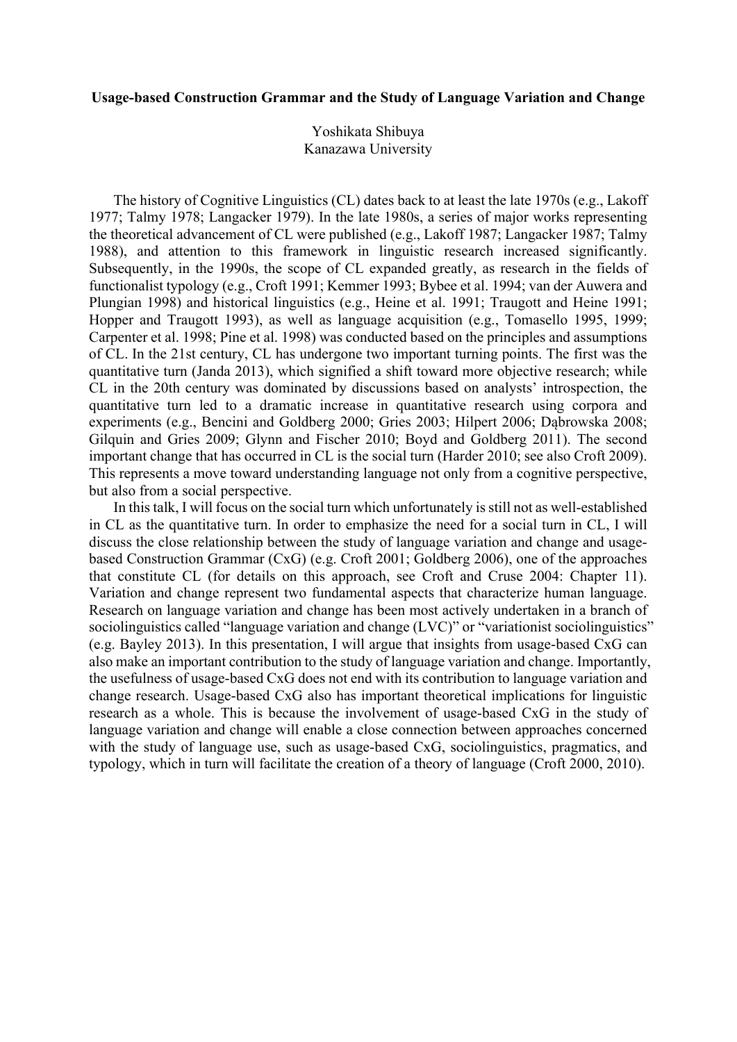**Usage-based Construction Grammar and the Study of Language Variation and Change**

Yoshikata Shibuya
Kanazawa University

The history of Cognitive Linguistics (CL) dates back to at least the late 1970s (e.g., Lakoff 1977; Talmy 1978; Langacker 1979). In the late 1980s, a series of major works representing the theoretical advancement of CL were published (e.g., Lakoff 1987; Langacker 1987; Talmy 1988), and attention to this framework in linguistic research increased significantly. Subsequently, in the 1990s, the scope of CL expanded greatly, as research in the fields of functionalist typology (e.g., Croft 1991; Kemmer 1993; Bybee et al. 1994; van der Auwera and Plungian 1998) and historical linguistics (e.g., Heine et al. 1991; Traugott and Heine 1991; Hopper and Traugott 1993), as well as language acquisition (e.g., Tomasello 1995, 1999; Carpenter et al. 1998; Pine et al. 1998) was conducted based on the principles and assumptions of CL. In the 21st century, CL has undergone two important turning points. The first was the quantitative turn (Janda 2013), which signified a shift toward more objective research; while CL in the 20th century was dominated by discussions based on analysts' introspection, the quantitative turn led to a dramatic increase in quantitative research using corpora and experiments (e.g., Bencini and Goldberg 2000; Gries 2003; Hilpert 2006; Dąbrowska 2008; Gilquin and Gries 2009; Glynn and Fischer 2010; Boyd and Goldberg 2011). The second important change that has occurred in CL is the social turn (Harder 2010; see also Croft 2009). This represents a move toward understanding language not only from a cognitive perspective, but also from a social perspective.

In this talk, I will focus on the social turn which unfortunately is still not as well-established in CL as the quantitative turn. In order to emphasize the need for a social turn in CL, I will discuss the close relationship between the study of language variation and change and usage-based Construction Grammar (CxG) (e.g. Croft 2001; Goldberg 2006), one of the approaches that constitute CL (for details on this approach, see Croft and Cruse 2004: Chapter 11). Variation and change represent two fundamental aspects that characterize human language. Research on language variation and change has been most actively undertaken in a branch of sociolinguistics called "language variation and change (LVC)" or "variationist sociolinguistics" (e.g. Bayley 2013). In this presentation, I will argue that insights from usage-based CxG can also make an important contribution to the study of language variation and change. Importantly, the usefulness of usage-based CxG does not end with its contribution to language variation and change research. Usage-based CxG also has important theoretical implications for linguistic research as a whole. This is because the involvement of usage-based CxG in the study of language variation and change will enable a close connection between approaches concerned with the study of language use, such as usage-based CxG, sociolinguistics, pragmatics, and typology, which in turn will facilitate the creation of a theory of language (Croft 2000, 2010).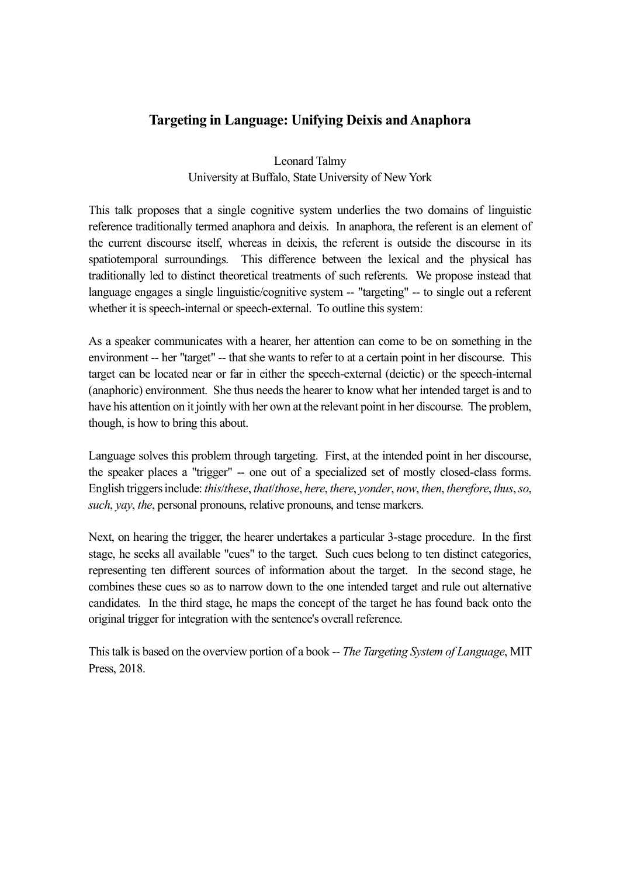## Targeting in Language: Unifying Deixis and Anaphora

Leonard Talmy
University at Buffalo, State University of New York

This talk proposes that a single cognitive system underlies the two domains of linguistic reference traditionally termed anaphora and deixis. In anaphora, the referent is an element of the current discourse itself, whereas in deixis, the referent is outside the discourse in its spatiotemporal surroundings. This difference between the lexical and the physical has traditionally led to distinct theoretical treatments of such referents. We propose instead that language engages a single linguistic/cognitive system -- "targeting" -- to single out a referent whether it is speech-internal or speech-external. To outline this system:

As a speaker communicates with a hearer, her attention can come to be on something in the environment -- her "target" -- that she wants to refer to at a certain point in her discourse. This target can be located near or far in either the speech-external (deictic) or the speech-internal (anaphoric) environment. She thus needs the hearer to know what her intended target is and to have his attention on it jointly with her own at the relevant point in her discourse. The problem, though, is how to bring this about.

Language solves this problem through targeting. First, at the intended point in her discourse, the speaker places a "trigger" -- one out of a specialized set of mostly closed-class forms. English triggers include: *this*/*these*, *that*/*those*, *here*, *there*, *yonder*, *now*, *then*, *therefore*, *thus*, *so*, *such*, *yay*, *the*, personal pronouns, relative pronouns, and tense markers.

Next, on hearing the trigger, the hearer undertakes a particular 3-stage procedure. In the first stage, he seeks all available "cues" to the target. Such cues belong to ten distinct categories, representing ten different sources of information about the target. In the second stage, he combines these cues so as to narrow down to the one intended target and rule out alternative candidates. In the third stage, he maps the concept of the target he has found back onto the original trigger for integration with the sentence's overall reference.

This talk is based on the overview portion of a book -- *The Targeting System of Language*, MIT Press, 2018.